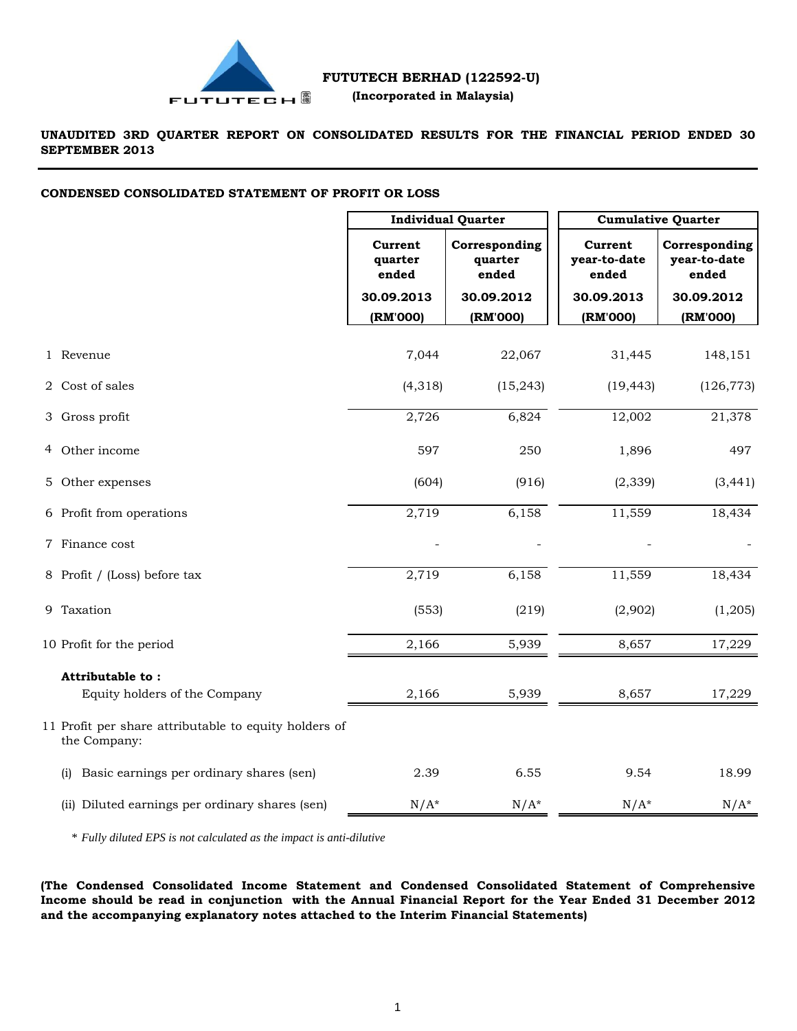**FUTUTECH BERHAD (122592-U)**

**(Incorporated in Malaysia)**

**UNAUDITED 3RD QUARTER REPORT ON CONSOLIDATED RESULTS FOR THE FINANCIAL PERIOD ENDED 30 SEPTEMBER 2013**

**CONDENSED CONSOLIDATED STATEMENT OF PROFIT OR LOSS**

| | Individual Quarter | | Cumulative Quarter | |
|---|---|---|---|---|
| | Current quarter ended 30.09.2013 (RM'000) | Corresponding quarter ended 30.09.2012 (RM'000) | Current year-to-date ended 30.09.2013 (RM'000) | Corresponding year-to-date ended 30.09.2012 (RM'000) |
| 1 Revenue | 7,044 | 22,067 | 31,445 | 148,151 |
| 2 Cost of sales | (4,318) | (15,243) | (19,443) | (126,773) |
| 3 Gross profit | 2,726 | 6,824 | 12,002 | 21,378 |
| 4 Other income | 597 | 250 | 1,896 | 497 |
| 5 Other expenses | (604) | (916) | (2,339) | (3,441) |
| 6 Profit from operations | 2,719 | 6,158 | 11,559 | 18,434 |
| 7 Finance cost | - | - | - | - |
| 8 Profit / (Loss) before tax | 2,719 | 6,158 | 11,559 | 18,434 |
| 9 Taxation | (553) | (219) | (2,902) | (1,205) |
| 10 Profit for the period | 2,166 | 5,939 | 8,657 | 17,229 |
| **Attributable to :** | | | | |
| Equity holders of the Company | 2,166 | 5,939 | 8,657 | 17,229 |
| 11 Profit per share attributable to equity holders of the Company: | | | | |
| (i) Basic earnings per ordinary shares (sen) | 2.39 | 6.55 | 9.54 | 18.99 |
| (ii) Diluted earnings per ordinary shares (sen) | N/A* | N/A* | N/A* | N/A* |

* *Fully diluted EPS is not calculated as the impact is anti-dilutive*

**(The Condensed Consolidated Income Statement and Condensed Consolidated Statement of Comprehensive Income should be read in conjunction with the Annual Financial Report for the Year Ended 31 December 2012 and the accompanying explanatory notes attached to the Interim Financial Statements)**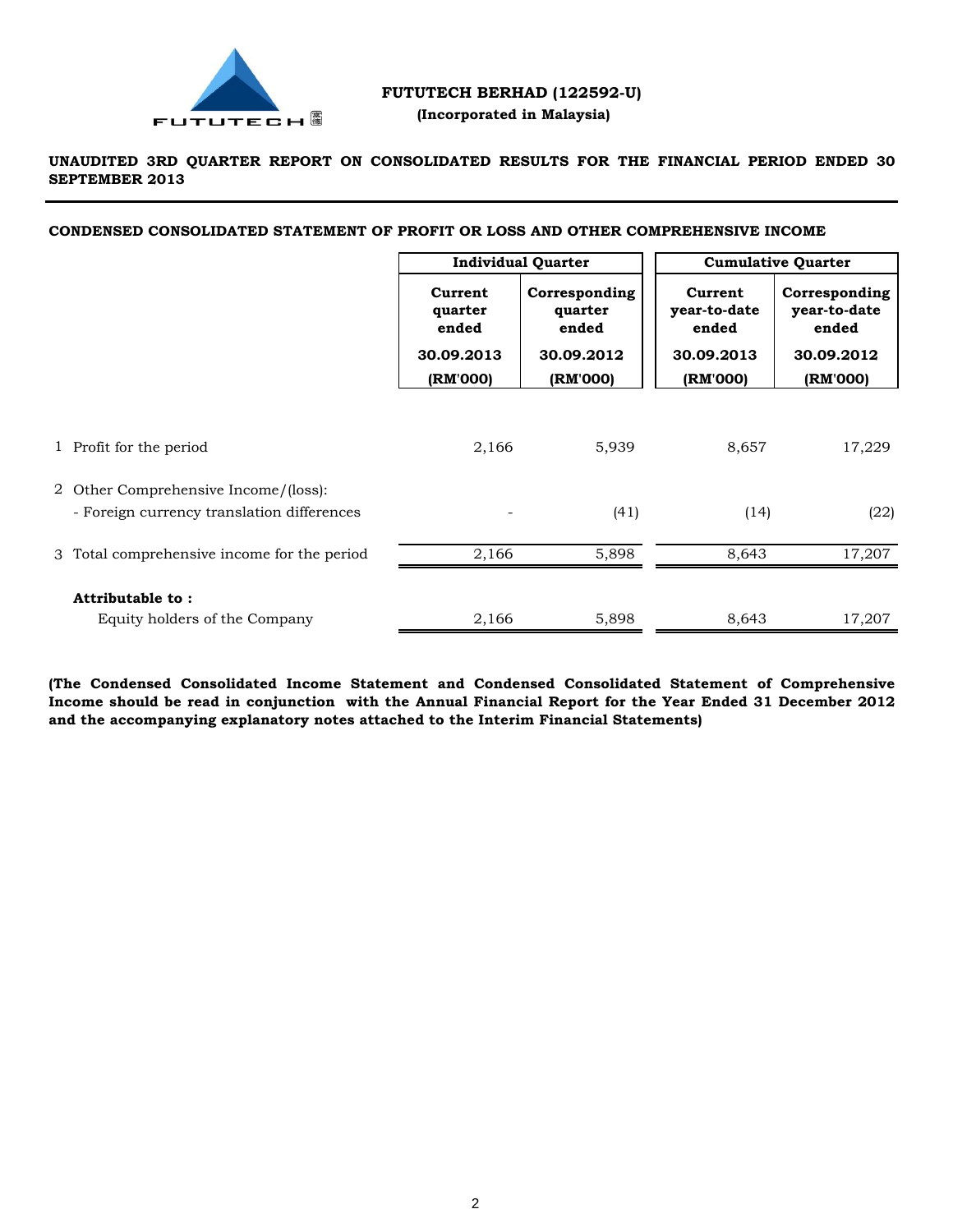**FUTUTECH BERHAD (122592-U)**

**(Incorporated in Malaysia)**

**UNAUDITED 3RD QUARTER REPORT ON CONSOLIDATED RESULTS FOR THE FINANCIAL PERIOD ENDED 30 SEPTEMBER 2013**

**CONDENSED CONSOLIDATED STATEMENT OF PROFIT OR LOSS AND OTHER COMPREHENSIVE INCOME**

| | | Individual Quarter | | Cumulative Quarter | |
|---|---|---|---|---|---|
| | | Current quarter ended | Corresponding quarter ended | Current year-to-date ended | Corresponding year-to-date ended |
| | | 30.09.2013 | 30.09.2012 | 30.09.2013 | 30.09.2012 |
| | | (RM'000) | (RM'000) | (RM'000) | (RM'000) |
| 1 | Profit for the period | 2,166 | 5,939 | 8,657 | 17,229 |
| 2 | Other Comprehensive Income/(loss): | | | | |
| | - Foreign currency translation differences | - | (41) | (14) | (22) |
| 3 | Total comprehensive income for the period | 2,166 | 5,898 | 8,643 | 17,207 |
| | **Attributable to :** | | | | |
| | Equity holders of the Company | 2,166 | 5,898 | 8,643 | 17,207 |

**(The Condensed Consolidated Income Statement and Condensed Consolidated Statement of Comprehensive Income should be read in conjunction with the Annual Financial Report for the Year Ended 31 December 2012 and the accompanying explanatory notes attached to the Interim Financial Statements)**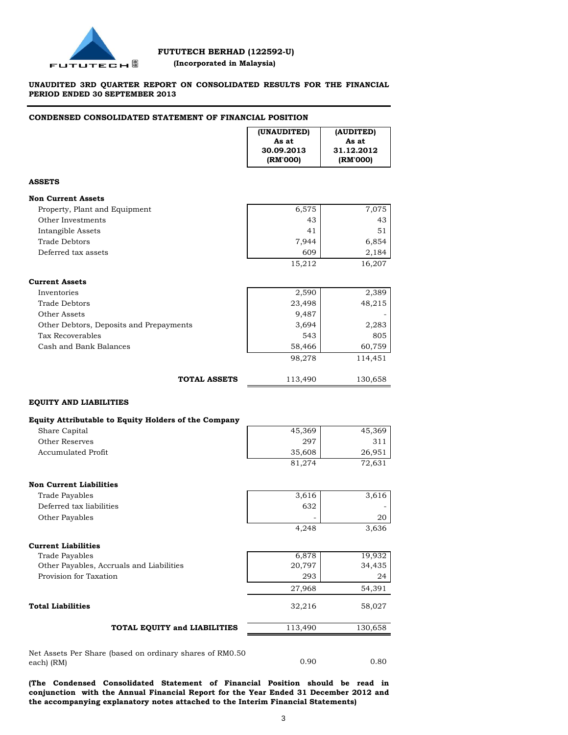**FUTUTECH BERHAD (122592-U)**

**(Incorporated in Malaysia)**

**UNAUDITED 3RD QUARTER REPORT ON CONSOLIDATED RESULTS FOR THE FINANCIAL PERIOD ENDED 30 SEPTEMBER 2013**

## CONDENSED CONSOLIDATED STATEMENT OF FINANCIAL POSITION

| | (UNAUDITED) As at 30.09.2013 (RM'000) | (AUDITED) As at 31.12.2012 (RM'000) |
|---|---|---|
| **ASSETS** | | |
| **Non Current Assets** | | |
| Property, Plant and Equipment | 6,575 | 7,075 |
| Other Investments | 43 | 43 |
| Intangible Assets | 41 | 51 |
| Trade Debtors | 7,944 | 6,854 |
| Deferred tax assets | 609 | 2,184 |
| | 15,212 | 16,207 |
| **Current Assets** | | |
| Inventories | 2,590 | 2,389 |
| Trade Debtors | 23,498 | 48,215 |
| Other Assets | 9,487 | - |
| Other Debtors, Deposits and Prepayments | 3,694 | 2,283 |
| Tax Recoverables | 543 | 805 |
| Cash and Bank Balances | 58,466 | 60,759 |
| | 98,278 | 114,451 |
| **TOTAL ASSETS** | 113,490 | 130,658 |
| **EQUITY AND LIABILITIES** | | |
| **Equity Attributable to Equity Holders of the Company** | | |
| Share Capital | 45,369 | 45,369 |
| Other Reserves | 297 | 311 |
| Accumulated Profit | 35,608 | 26,951 |
| | 81,274 | 72,631 |
| **Non Current Liabilities** | | |
| Trade Payables | 3,616 | 3,616 |
| Deferred tax liabilities | 632 | - |
| Other Payables | - | 20 |
| | 4,248 | 3,636 |
| **Current Liabilities** | | |
| Trade Payables | 6,878 | 19,932 |
| Other Payables, Accruals and Liabilities | 20,797 | 34,435 |
| Provision for Taxation | 293 | 24 |
| | 27,968 | 54,391 |
| **Total Liabilities** | 32,216 | 58,027 |
| **TOTAL EQUITY and LIABILITIES** | 113,490 | 130,658 |
| Net Assets Per Share (based on ordinary shares of RM0.50 each) (RM) | 0.90 | 0.80 |

**(The Condensed Consolidated Statement of Financial Position should be read in conjunction with the Annual Financial Report for the Year Ended 31 December 2012 and the accompanying explanatory notes attached to the Interim Financial Statements)**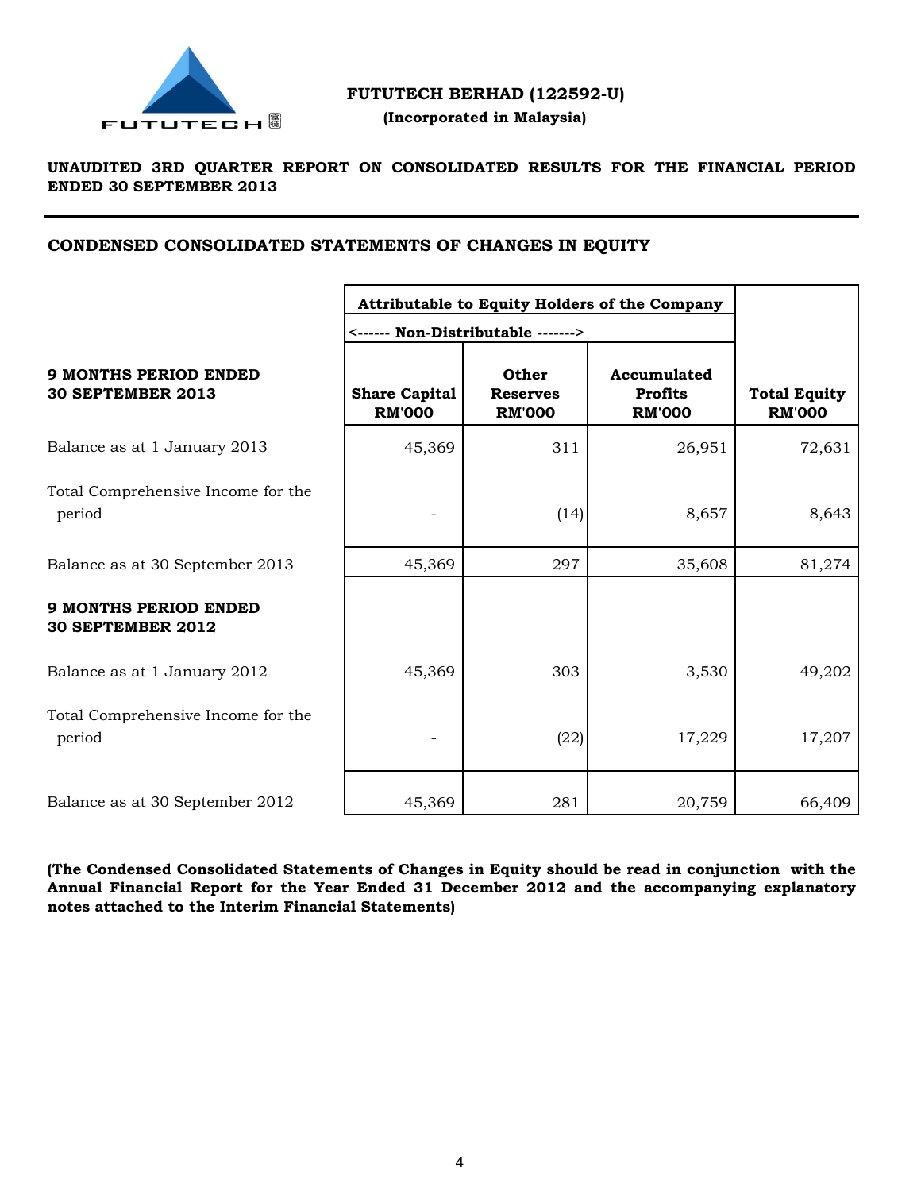**FUTUTECH BERHAD (122592-U)**

**(Incorporated in Malaysia)**

**UNAUDITED 3RD QUARTER REPORT ON CONSOLIDATED RESULTS FOR THE FINANCIAL PERIOD ENDED 30 SEPTEMBER 2013**

## CONDENSED CONSOLIDATED STATEMENTS OF CHANGES IN EQUITY

| | Attributable to Equity Holders of the Company | | | |
|---|---|---|---|---|
| | <------ Non-Distributable -------> | | | |
| **9 MONTHS PERIOD ENDED 30 SEPTEMBER 2013** | **Share Capital RM'000** | **Other Reserves RM'000** | **Accumulated Profits RM'000** | **Total Equity RM'000** |
| Balance as at 1 January 2013 | 45,369 | 311 | 26,951 | 72,631 |
| Total Comprehensive Income for the period | - | (14) | 8,657 | 8,643 |
| Balance as at 30 September 2013 | 45,369 | 297 | 35,608 | 81,274 |
| **9 MONTHS PERIOD ENDED 30 SEPTEMBER 2012** | | | | |
| Balance as at 1 January 2012 | 45,369 | 303 | 3,530 | 49,202 |
| Total Comprehensive Income for the period | - | (22) | 17,229 | 17,207 |
| Balance as at 30 September 2012 | 45,369 | 281 | 20,759 | 66,409 |

**(The Condensed Consolidated Statements of Changes in Equity should be read in conjunction with the Annual Financial Report for the Year Ended 31 December 2012 and the accompanying explanatory notes attached to the Interim Financial Statements)**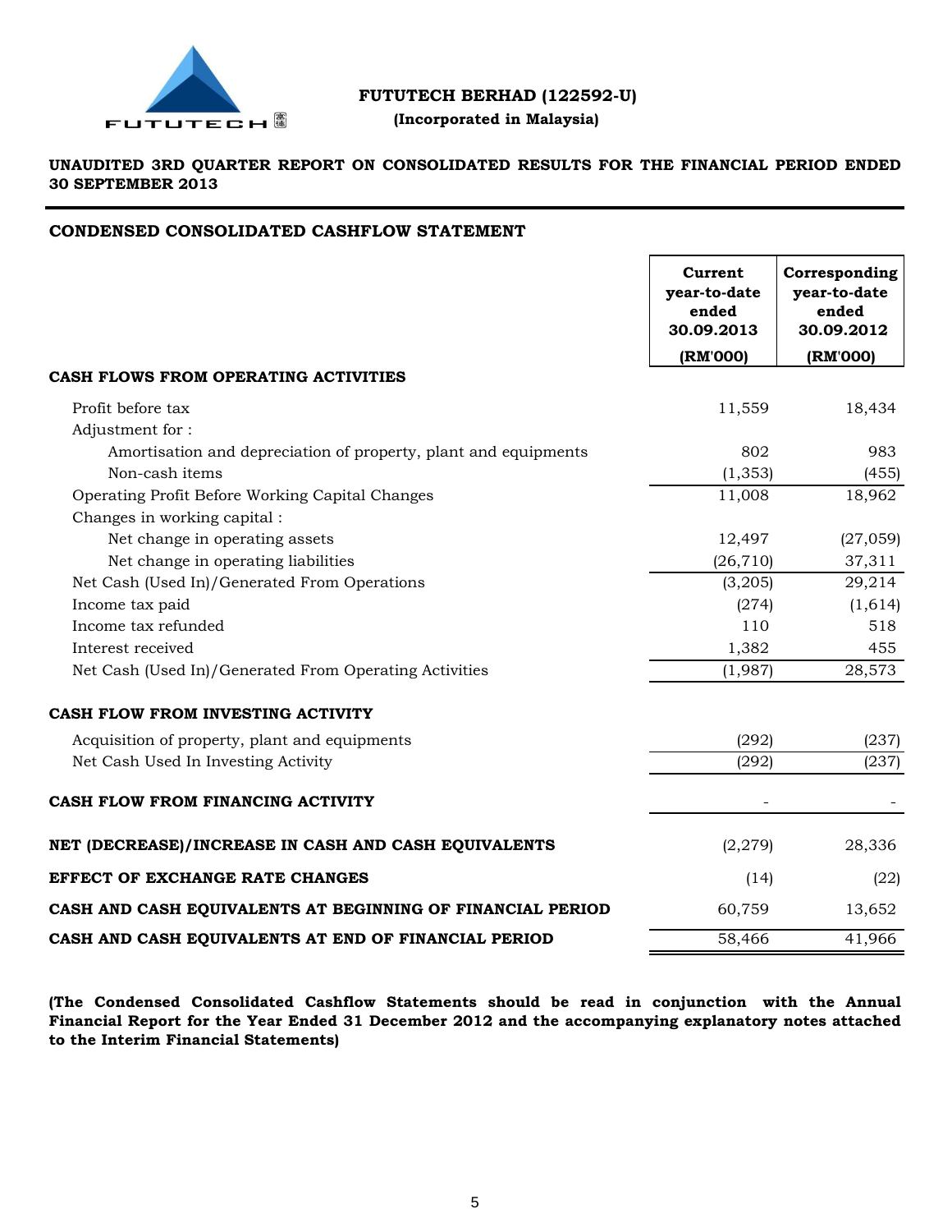**FUTUTECH BERHAD (122592-U)**

**(Incorporated in Malaysia)**

**UNAUDITED 3RD QUARTER REPORT ON CONSOLIDATED RESULTS FOR THE FINANCIAL PERIOD ENDED 30 SEPTEMBER 2013**

## CONDENSED CONSOLIDATED CASHFLOW STATEMENT

| | Current year-to-date ended 30.09.2013 (RM'000) | Corresponding year-to-date ended 30.09.2012 (RM'000) |
|---|---|---|
| **CASH FLOWS FROM OPERATING ACTIVITIES** | | |
| Profit before tax | 11,559 | 18,434 |
| Adjustment for : | | |
| Amortisation and depreciation of property, plant and equipments | 802 | 983 |
| Non-cash items | (1,353) | (455) |
| Operating Profit Before Working Capital Changes | 11,008 | 18,962 |
| Changes in working capital : | | |
| Net change in operating assets | 12,497 | (27,059) |
| Net change in operating liabilities | (26,710) | 37,311 |
| Net Cash (Used In)/Generated From Operations | (3,205) | 29,214 |
| Income tax paid | (274) | (1,614) |
| Income tax refunded | 110 | 518 |
| Interest received | 1,382 | 455 |
| Net Cash (Used In)/Generated From Operating Activities | (1,987) | 28,573 |
| **CASH FLOW FROM INVESTING ACTIVITY** | | |
| Acquisition of property, plant and equipments | (292) | (237) |
| Net Cash Used In Investing Activity | (292) | (237) |
| **CASH FLOW FROM FINANCING ACTIVITY** | - | - |
| **NET (DECREASE)/INCREASE IN CASH AND CASH EQUIVALENTS** | (2,279) | 28,336 |
| **EFFECT OF EXCHANGE RATE CHANGES** | (14) | (22) |
| **CASH AND CASH EQUIVALENTS AT BEGINNING OF FINANCIAL PERIOD** | 60,759 | 13,652 |
| **CASH AND CASH EQUIVALENTS AT END OF FINANCIAL PERIOD** | 58,466 | 41,966 |

**(The Condensed Consolidated Cashflow Statements should be read in conjunction with the Annual Financial Report for the Year Ended 31 December 2012 and the accompanying explanatory notes attached to the Interim Financial Statements)**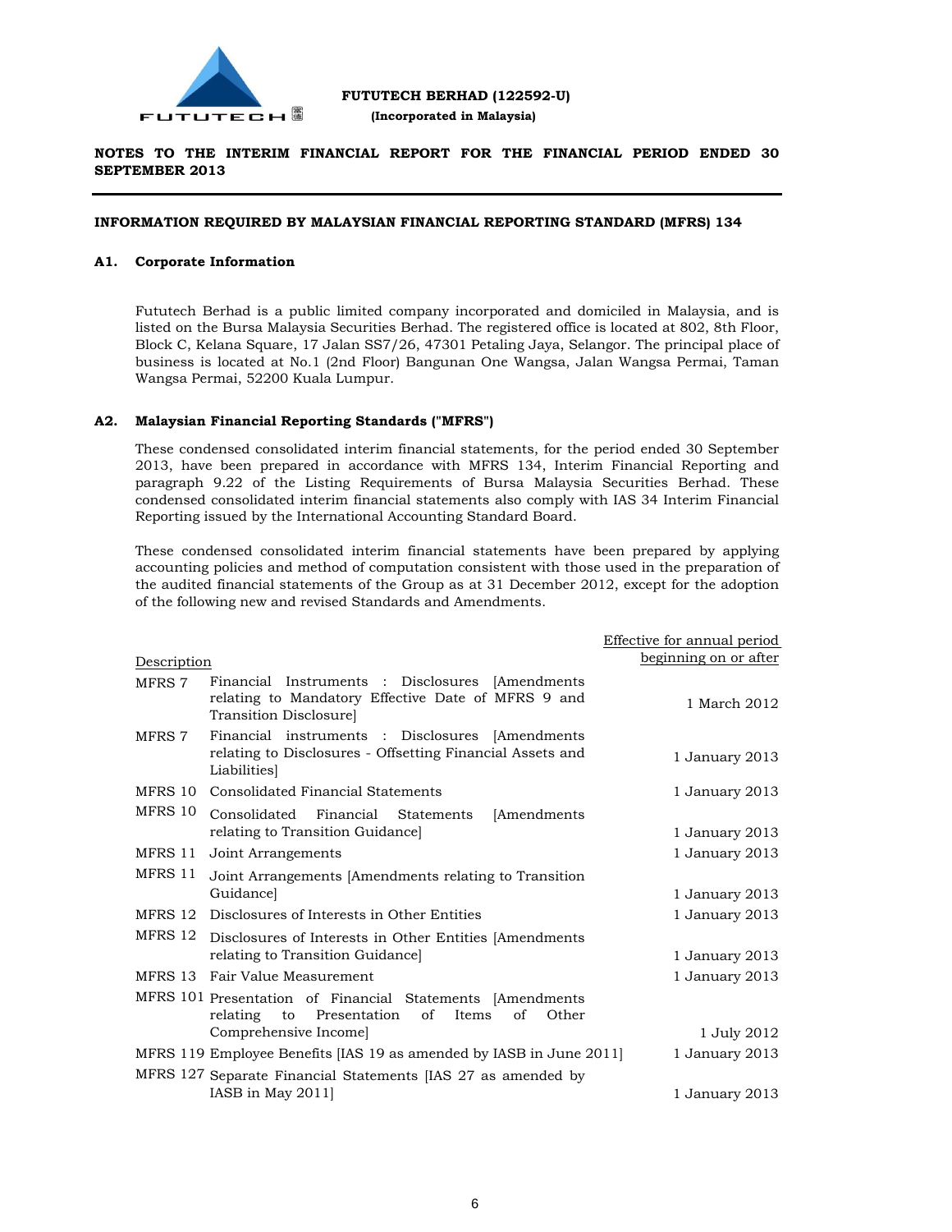**FUTUTECH BERHAD (122592-U)**
**(Incorporated in Malaysia)**

**NOTES TO THE INTERIM FINANCIAL REPORT FOR THE FINANCIAL PERIOD ENDED 30 SEPTEMBER 2013**

**INFORMATION REQUIRED BY MALAYSIAN FINANCIAL REPORTING STANDARD (MFRS) 134**

## A1. Corporate Information

Fututech Berhad is a public limited company incorporated and domiciled in Malaysia, and is listed on the Bursa Malaysia Securities Berhad. The registered office is located at 802, 8th Floor, Block C, Kelana Square, 17 Jalan SS7/26, 47301 Petaling Jaya, Selangor. The principal place of business is located at No.1 (2nd Floor) Bangunan One Wangsa, Jalan Wangsa Permai, Taman Wangsa Permai, 52200 Kuala Lumpur.

## A2. Malaysian Financial Reporting Standards ("MFRS")

These condensed consolidated interim financial statements, for the period ended 30 September 2013, have been prepared in accordance with MFRS 134, Interim Financial Reporting and paragraph 9.22 of the Listing Requirements of Bursa Malaysia Securities Berhad. These condensed consolidated interim financial statements also comply with IAS 34 Interim Financial Reporting issued by the International Accounting Standard Board.

These condensed consolidated interim financial statements have been prepared by applying accounting policies and method of computation consistent with those used in the preparation of the audited financial statements of the Group as at 31 December 2012, except for the adoption of the following new and revised Standards and Amendments.

| Description | | Effective for annual period beginning on or after |
|---|---|---|
| MFRS 7 | Financial Instruments : Disclosures [Amendments relating to Mandatory Effective Date of MFRS 9 and Transition Disclosure] | 1 March 2012 |
| MFRS 7 | Financial instruments : Disclosures [Amendments relating to Disclosures - Offsetting Financial Assets and Liabilities] | 1 January 2013 |
| MFRS 10 | Consolidated Financial Statements | 1 January 2013 |
| MFRS 10 | Consolidated Financial Statements [Amendments relating to Transition Guidance] | 1 January 2013 |
| MFRS 11 | Joint Arrangements | 1 January 2013 |
| MFRS 11 | Joint Arrangements [Amendments relating to Transition Guidance] | 1 January 2013 |
| MFRS 12 | Disclosures of Interests in Other Entities | 1 January 2013 |
| MFRS 12 | Disclosures of Interests in Other Entities [Amendments relating to Transition Guidance] | 1 January 2013 |
| MFRS 13 | Fair Value Measurement | 1 January 2013 |
| MFRS 101 | Presentation of Financial Statements [Amendments relating to Presentation of Items of Other Comprehensive Income] | 1 July 2012 |
| MFRS 119 | Employee Benefits [IAS 19 as amended by IASB in June 2011] | 1 January 2013 |
| MFRS 127 | Separate Financial Statements [IAS 27 as amended by IASB in May 2011] | 1 January 2013 |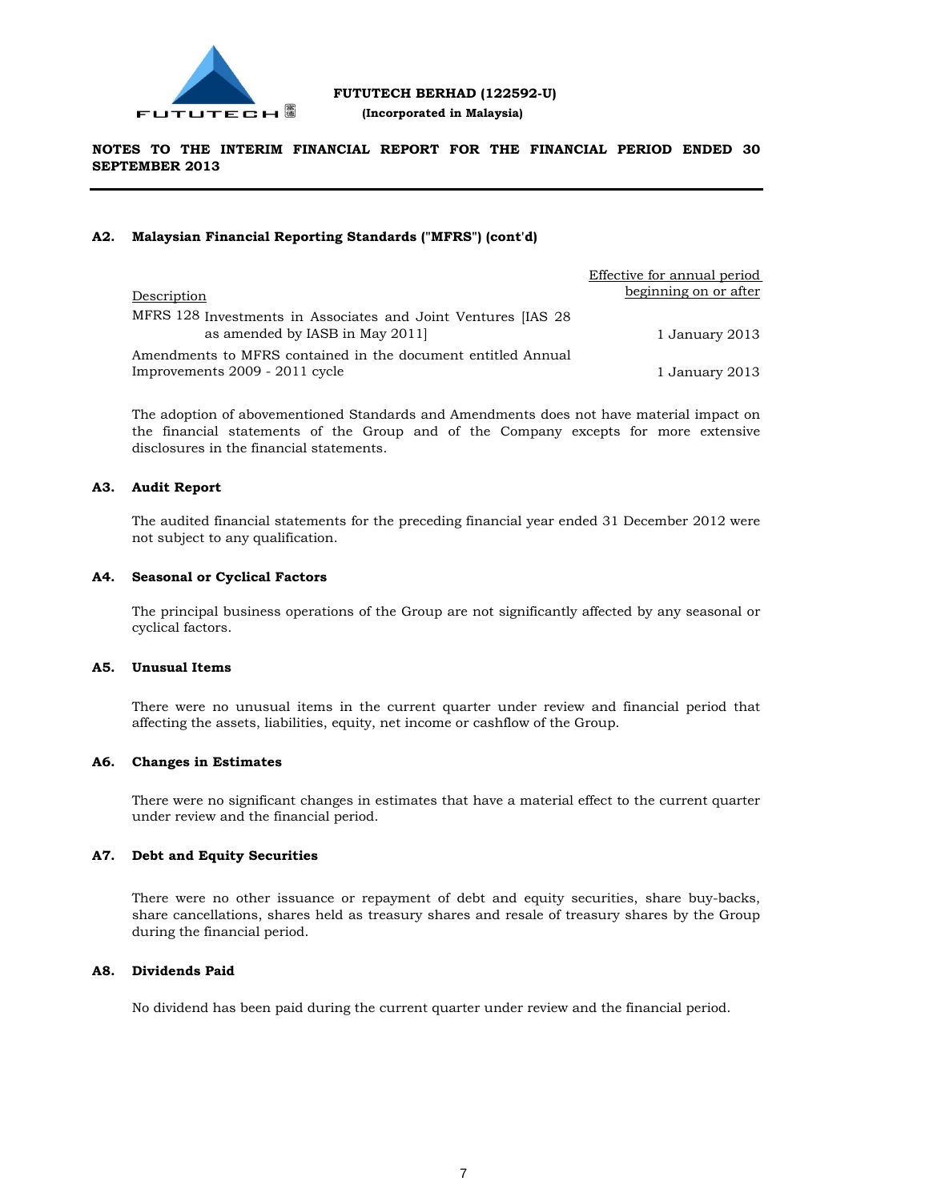## A2. Malaysian Financial Reporting Standards ("MFRS") (cont'd)

| Description | Effective for annual period beginning on or after |
|---|---|
| MFRS 128 Investments in Associates and Joint Ventures [IAS 28 as amended by IASB in May 2011] | 1 January 2013 |
| Amendments to MFRS contained in the document entitled Annual Improvements 2009 - 2011 cycle | 1 January 2013 |

The adoption of abovementioned Standards and Amendments does not have material impact on the financial statements of the Group and of the Company excepts for more extensive disclosures in the financial statements.

## A3. Audit Report

The audited financial statements for the preceding financial year ended 31 December 2012 were not subject to any qualification.

## A4. Seasonal or Cyclical Factors

The principal business operations of the Group are not significantly affected by any seasonal or cyclical factors.

## A5. Unusual Items

There were no unusual items in the current quarter under review and financial period that affecting the assets, liabilities, equity, net income or cashflow of the Group.

## A6. Changes in Estimates

There were no significant changes in estimates that have a material effect to the current quarter under review and the financial period.

## A7. Debt and Equity Securities

There were no other issuance or repayment of debt and equity securities, share buy-backs, share cancellations, shares held as treasury shares and resale of treasury shares by the Group during the financial period.

## A8. Dividends Paid

No dividend has been paid during the current quarter under review and the financial period.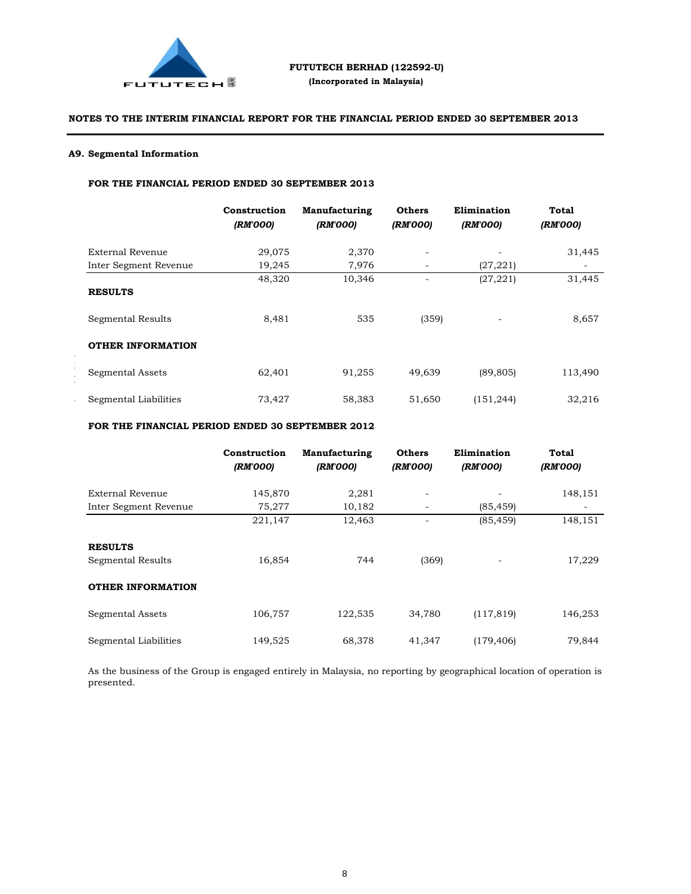FUTUTECH BERHAD (122592-U)

**(Incorporated in Malaysia)**

**NOTES TO THE INTERIM FINANCIAL REPORT FOR THE FINANCIAL PERIOD ENDED 30 SEPTEMBER 2013**

### A9. Segmental Information

**FOR THE FINANCIAL PERIOD ENDED 30 SEPTEMBER 2013**

| | Construction *(RM'000)* | Manufacturing *(RM'000)* | Others *(RM'000)* | Elimination *(RM'000)* | Total *(RM'000)* |
|---|---|---|---|---|---|
| External Revenue | 29,075 | 2,370 | - | - | 31,445 |
| Inter Segment Revenue | 19,245 | 7,976 | - | (27,221) | - |
| | 48,320 | 10,346 | - | (27,221) | 31,445 |
| **RESULTS** | | | | | |
| Segmental Results | 8,481 | 535 | (359) | - | 8,657 |
| **OTHER INFORMATION** | | | | | |
| Segmental Assets | 62,401 | 91,255 | 49,639 | (89,805) | 113,490 |
| Segmental Liabilities | 73,427 | 58,383 | 51,650 | (151,244) | 32,216 |

**FOR THE FINANCIAL PERIOD ENDED 30 SEPTEMBER 2012**

| | Construction *(RM'000)* | Manufacturing *(RM'000)* | Others *(RM'000)* | Elimination *(RM'000)* | Total *(RM'000)* |
|---|---|---|---|---|---|
| External Revenue | 145,870 | 2,281 | - | - | 148,151 |
| Inter Segment Revenue | 75,277 | 10,182 | - | (85,459) | - |
| | 221,147 | 12,463 | - | (85,459) | 148,151 |
| **RESULTS** | | | | | |
| Segmental Results | 16,854 | 744 | (369) | - | 17,229 |
| **OTHER INFORMATION** | | | | | |
| Segmental Assets | 106,757 | 122,535 | 34,780 | (117,819) | 146,253 |
| Segmental Liabilities | 149,525 | 68,378 | 41,347 | (179,406) | 79,844 |

As the business of the Group is engaged entirely in Malaysia, no reporting by geographical location of operation is presented.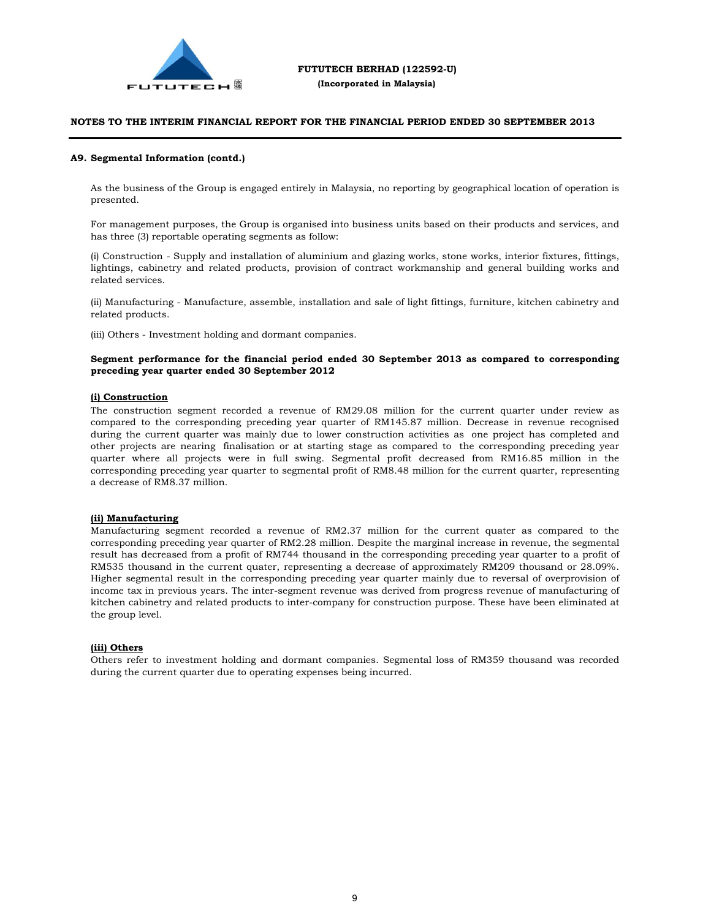**NOTES TO THE INTERIM FINANCIAL REPORT FOR THE FINANCIAL PERIOD ENDED 30 SEPTEMBER 2013**

## A9. Segmental Information (contd.)

As the business of the Group is engaged entirely in Malaysia, no reporting by geographical location of operation is presented.

For management purposes, the Group is organised into business units based on their products and services, and has three (3) reportable operating segments as follow:

(i) Construction - Supply and installation of aluminium and glazing works, stone works, interior fixtures, fittings, lightings, cabinetry and related products, provision of contract workmanship and general building works and related services.

(ii) Manufacturing - Manufacture, assemble, installation and sale of light fittings, furniture, kitchen cabinetry and related products.

(iii) Others - Investment holding and dormant companies.

**Segment performance for the financial period ended 30 September 2013 as compared to corresponding preceding year quarter ended 30 September 2012**

**(i) Construction**

The construction segment recorded a revenue of RM29.08 million for the current quarter under review as compared to the corresponding preceding year quarter of RM145.87 million. Decrease in revenue recognised during the current quarter was mainly due to lower construction activities as one project has completed and other projects are nearing finalisation or at starting stage as compared to the corresponding preceding year quarter where all projects were in full swing. Segmental profit decreased from RM16.85 million in the corresponding preceding year quarter to segmental profit of RM8.48 million for the current quarter, representing a decrease of RM8.37 million.

**(ii) Manufacturing**

Manufacturing segment recorded a revenue of RM2.37 million for the current quater as compared to the corresponding preceding year quarter of RM2.28 million. Despite the marginal increase in revenue, the segmental result has decreased from a profit of RM744 thousand in the corresponding preceding year quarter to a profit of RM535 thousand in the current quater, representing a decrease of approximately RM209 thousand or 28.09%. Higher segmental result in the corresponding preceding year quarter mainly due to reversal of overprovision of income tax in previous years. The inter-segment revenue was derived from progress revenue of manufacturing of kitchen cabinetry and related products to inter-company for construction purpose. These have been eliminated at the group level.

**(iii) Others**

Others refer to investment holding and dormant companies. Segmental loss of RM359 thousand was recorded during the current quarter due to operating expenses being incurred.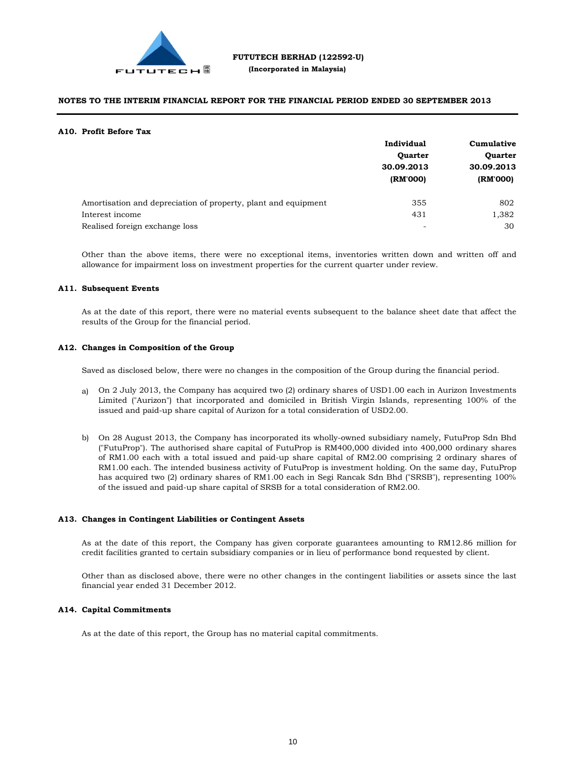#### A10. Profit Before Tax

| | Individual Quarter 30.09.2013 (RM'000) | Cumulative Quarter 30.09.2013 (RM'000) |
|---|---|---|
| Amortisation and depreciation of property, plant and equipment | 355 | 802 |
| Interest income | 431 | 1,382 |
| Realised foreign exchange loss | - | 30 |

Other than the above items, there were no exceptional items, inventories written down and written off and allowance for impairment loss on investment properties for the current quarter under review.

#### A11. Subsequent Events

As at the date of this report, there were no material events subsequent to the balance sheet date that affect the results of the Group for the financial period.

#### A12. Changes in Composition of the Group

Saved as disclosed below, there were no changes in the composition of the Group during the financial period.

a) On 2 July 2013, the Company has acquired two (2) ordinary shares of USD1.00 each in Aurizon Investments Limited ("Aurizon") that incorporated and domiciled in British Virgin Islands, representing 100% of the issued and paid-up share capital of Aurizon for a total consideration of USD2.00.

b) On 28 August 2013, the Company has incorporated its wholly-owned subsidiary namely, FutuProp Sdn Bhd ("FutuProp"). The authorised share capital of FutuProp is RM400,000 divided into 400,000 ordinary shares of RM1.00 each with a total issued and paid-up share capital of RM2.00 comprising 2 ordinary shares of RM1.00 each. The intended business activity of FutuProp is investment holding. On the same day, FutuProp has acquired two (2) ordinary shares of RM1.00 each in Segi Rancak Sdn Bhd ("SRSB"), representing 100% of the issued and paid-up share capital of SRSB for a total consideration of RM2.00.

#### A13. Changes in Contingent Liabilities or Contingent Assets

As at the date of this report, the Company has given corporate guarantees amounting to RM12.86 million for credit facilities granted to certain subsidiary companies or in lieu of performance bond requested by client.

Other than as disclosed above, there were no other changes in the contingent liabilities or assets since the last financial year ended 31 December 2012.

#### A14. Capital Commitments

As at the date of this report, the Group has no material capital commitments.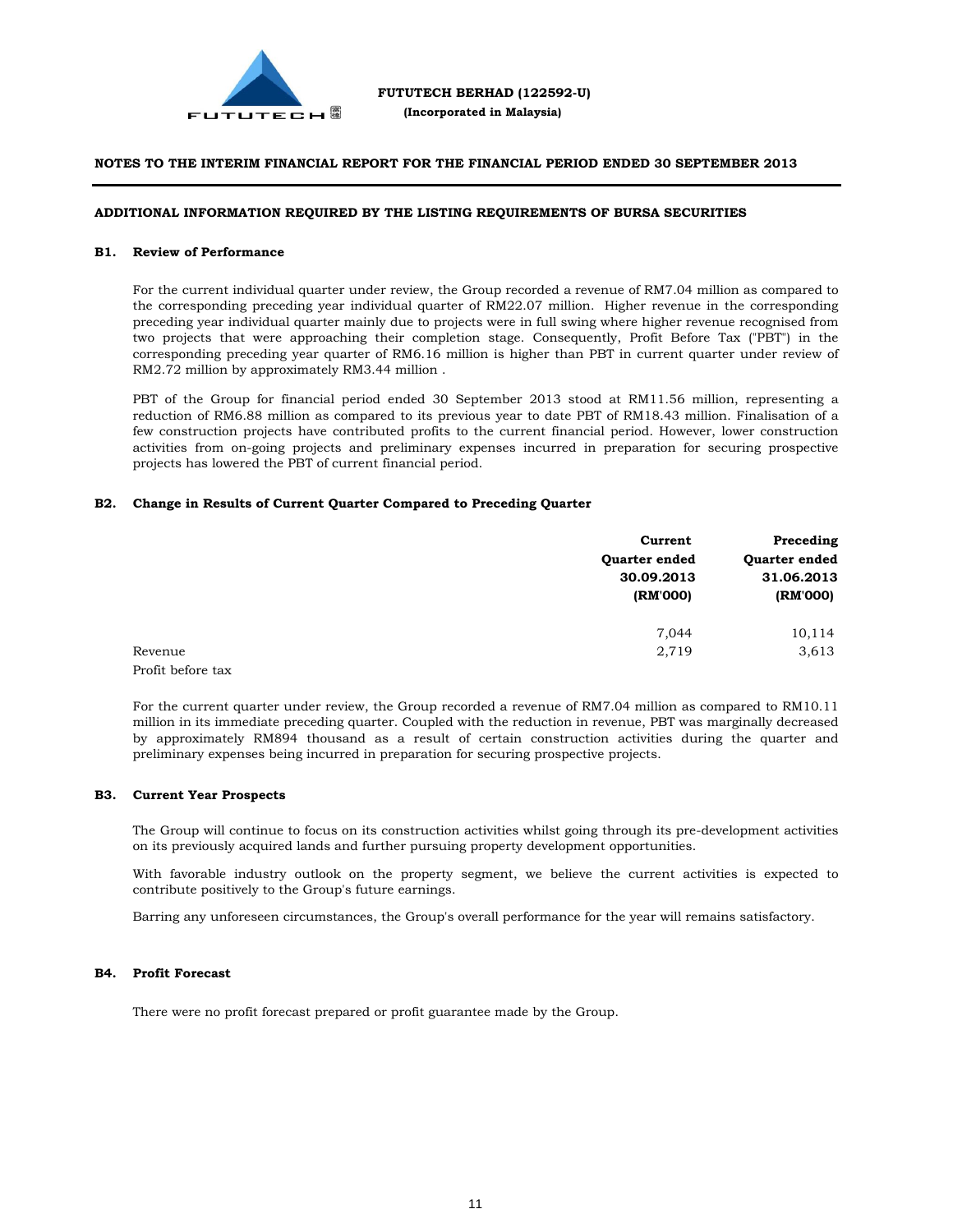FUTUTECH BERHAD (122592-U)
(Incorporated in Malaysia)

**NOTES TO THE INTERIM FINANCIAL REPORT FOR THE FINANCIAL PERIOD ENDED 30 SEPTEMBER 2013**

**ADDITIONAL INFORMATION REQUIRED BY THE LISTING REQUIREMENTS OF BURSA SECURITIES**

**B1. Review of Performance**

For the current individual quarter under review, the Group recorded a revenue of RM7.04 million as compared to the corresponding preceding year individual quarter of RM22.07 million. Higher revenue in the corresponding preceding year individual quarter mainly due to projects were in full swing where higher revenue recognised from two projects that were approaching their completion stage. Consequently, Profit Before Tax ("PBT") in the corresponding preceding year quarter of RM6.16 million is higher than PBT in current quarter under review of RM2.72 million by approximately RM3.44 million .

PBT of the Group for financial period ended 30 September 2013 stood at RM11.56 million, representing a reduction of RM6.88 million as compared to its previous year to date PBT of RM18.43 million. Finalisation of a few construction projects have contributed profits to the current financial period. However, lower construction activities from on-going projects and preliminary expenses incurred in preparation for securing prospective projects has lowered the PBT of current financial period.

**B2. Change in Results of Current Quarter Compared to Preceding Quarter**

| | Current Quarter ended 30.09.2013 (RM'000) | Preceding Quarter ended 31.06.2013 (RM'000) |
|---|---|---|
| Revenue | 7,044 | 10,114 |
| Profit before tax | 2,719 | 3,613 |

For the current quarter under review, the Group recorded a revenue of RM7.04 million as compared to RM10.11 million in its immediate preceding quarter. Coupled with the reduction in revenue, PBT was marginally decreased by approximately RM894 thousand as a result of certain construction activities during the quarter and preliminary expenses being incurred in preparation for securing prospective projects.

**B3. Current Year Prospects**

The Group will continue to focus on its construction activities whilst going through its pre-development activities on its previously acquired lands and further pursuing property development opportunities.

With favorable industry outlook on the property segment, we believe the current activities is expected to contribute positively to the Group's future earnings.

Barring any unforeseen circumstances, the Group's overall performance for the year will remains satisfactory.

**B4. Profit Forecast**

There were no profit forecast prepared or profit guarantee made by the Group.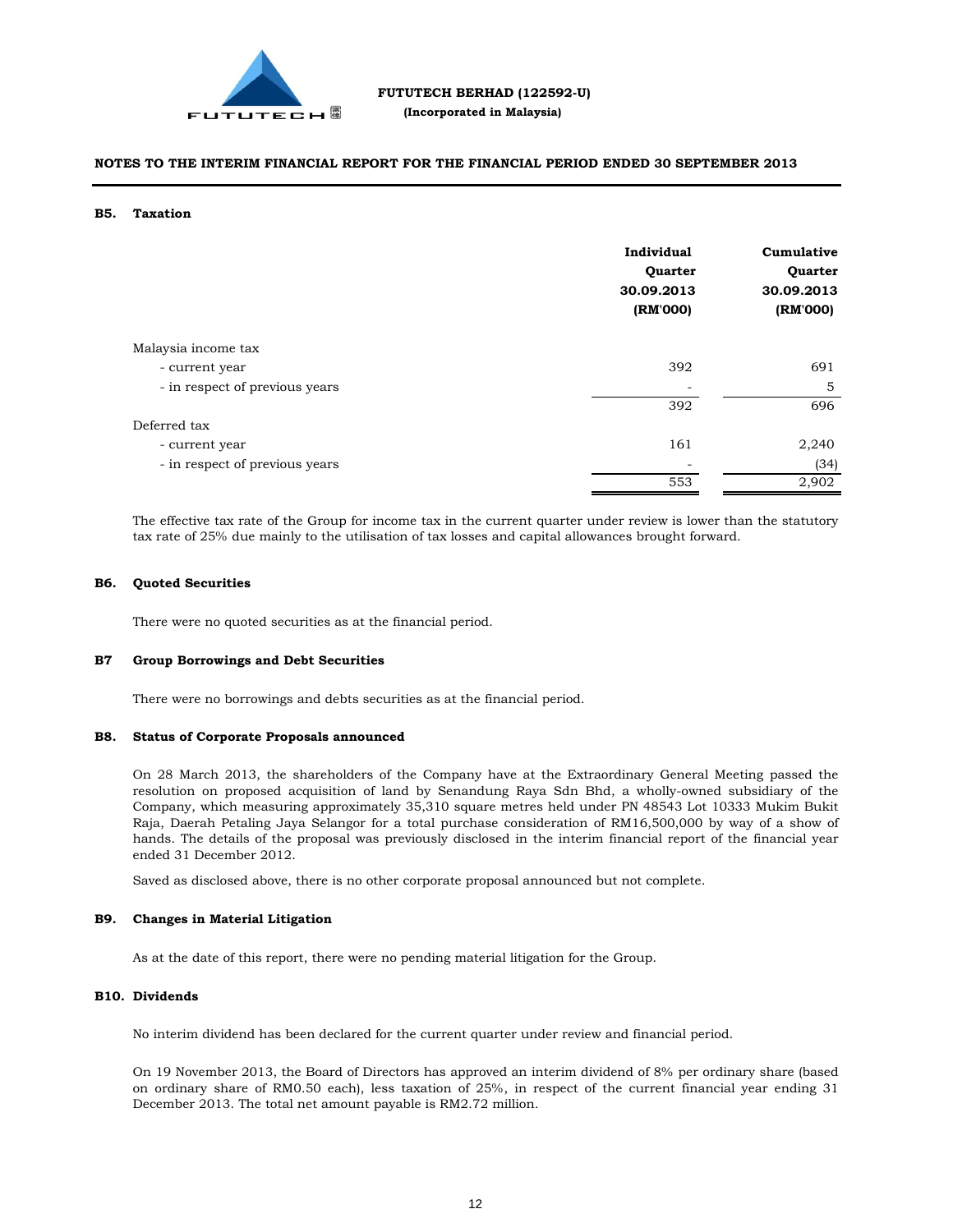## B5. Taxation

| | Individual Quarter 30.09.2013 (RM'000) | Cumulative Quarter 30.09.2013 (RM'000) |
|---|---|---|
| Malaysia income tax | | |
| - current year | 392 | 691 |
| - in respect of previous years | - | 5 |
| | 392 | 696 |
| Deferred tax | | |
| - current year | 161 | 2,240 |
| - in respect of previous years | - | (34) |
| | 553 | 2,902 |

The effective tax rate of the Group for income tax in the current quarter under review is lower than the statutory tax rate of 25% due mainly to the utilisation of tax losses and capital allowances brought forward.

## B6. Quoted Securities

There were no quoted securities as at the financial period.

## B7 Group Borrowings and Debt Securities

There were no borrowings and debts securities as at the financial period.

## B8. Status of Corporate Proposals announced

On 28 March 2013, the shareholders of the Company have at the Extraordinary General Meeting passed the resolution on proposed acquisition of land by Senandung Raya Sdn Bhd, a wholly-owned subsidiary of the Company, which measuring approximately 35,310 square metres held under PN 48543 Lot 10333 Mukim Bukit Raja, Daerah Petaling Jaya Selangor for a total purchase consideration of RM16,500,000 by way of a show of hands. The details of the proposal was previously disclosed in the interim financial report of the financial year ended 31 December 2012.

Saved as disclosed above, there is no other corporate proposal announced but not complete.

## B9. Changes in Material Litigation

As at the date of this report, there were no pending material litigation for the Group.

## B10. Dividends

No interim dividend has been declared for the current quarter under review and financial period.

On 19 November 2013, the Board of Directors has approved an interim dividend of 8% per ordinary share (based on ordinary share of RM0.50 each), less taxation of 25%, in respect of the current financial year ending 31 December 2013. The total net amount payable is RM2.72 million.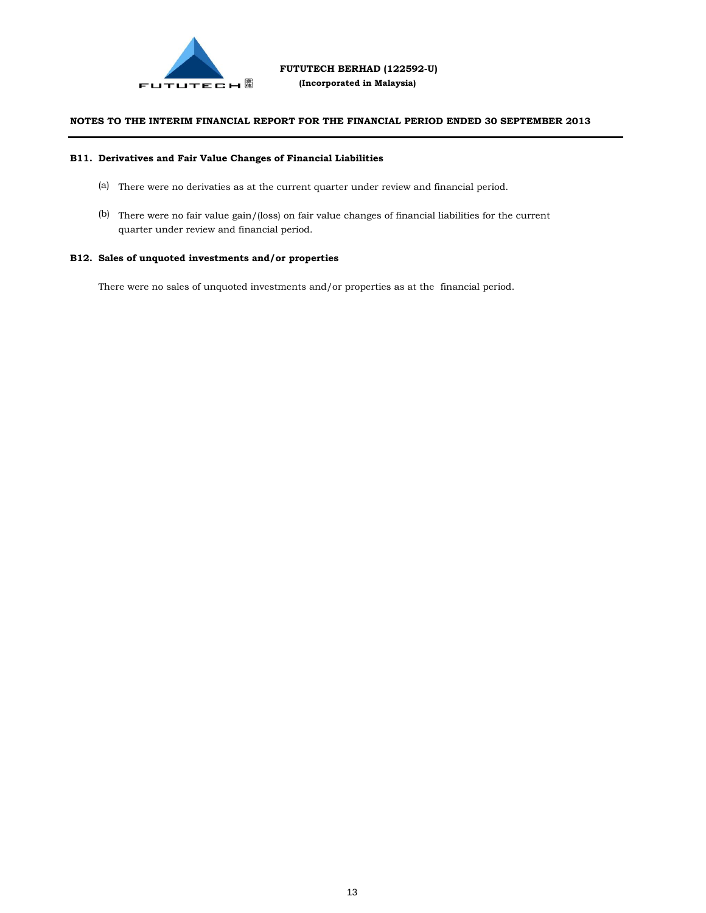**FUTUTECH BERHAD (122592-U)**
**(Incorporated in Malaysia)**

**NOTES TO THE INTERIM FINANCIAL REPORT FOR THE FINANCIAL PERIOD ENDED 30 SEPTEMBER 2013**

## B11. Derivatives and Fair Value Changes of Financial Liabilities

(a) There were no derivaties as at the current quarter under review and financial period.

(b) There were no fair value gain/(loss) on fair value changes of financial liabilities for the current quarter under review and financial period.

## B12. Sales of unquoted investments and/or properties

There were no sales of unquoted investments and/or properties as at the financial period.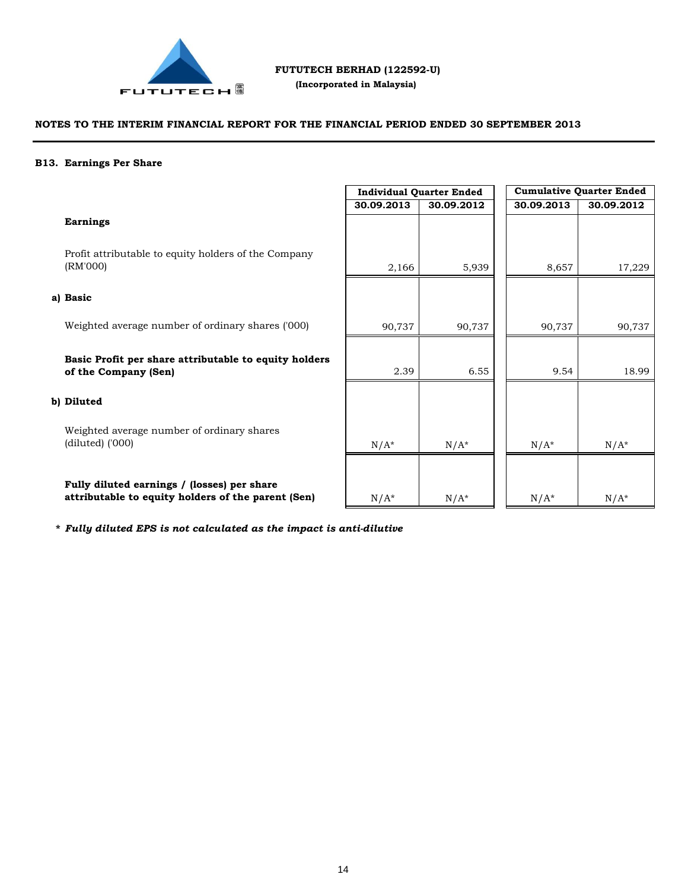FUTUTECH BERHAD (122592-U)

(Incorporated in Malaysia)

## NOTES TO THE INTERIM FINANCIAL REPORT FOR THE FINANCIAL PERIOD ENDED 30 SEPTEMBER 2013

### B13. Earnings Per Share

| | Individual Quarter Ended | | Cumulative Quarter Ended | |
|---|---|---|---|---|
| | 30.09.2013 | 30.09.2012 | 30.09.2013 | 30.09.2012 |
| **Earnings** | | | | |
| Profit attributable to equity holders of the Company (RM'000) | 2,166 | 5,939 | 8,657 | 17,229 |
| **a) Basic** | | | | |
| Weighted average number of ordinary shares ('000) | 90,737 | 90,737 | 90,737 | 90,737 |
| **Basic Profit per share attributable to equity holders of the Company (Sen)** | 2.39 | 6.55 | 9.54 | 18.99 |
| **b) Diluted** | | | | |
| Weighted average number of ordinary shares (diluted) ('000) | N/A* | N/A* | N/A* | N/A* |
| **Fully diluted earnings / (losses) per share attributable to equity holders of the parent (Sen)** | N/A* | N/A* | N/A* | N/A* |

*\* Fully diluted EPS is not calculated as the impact is anti-dilutive*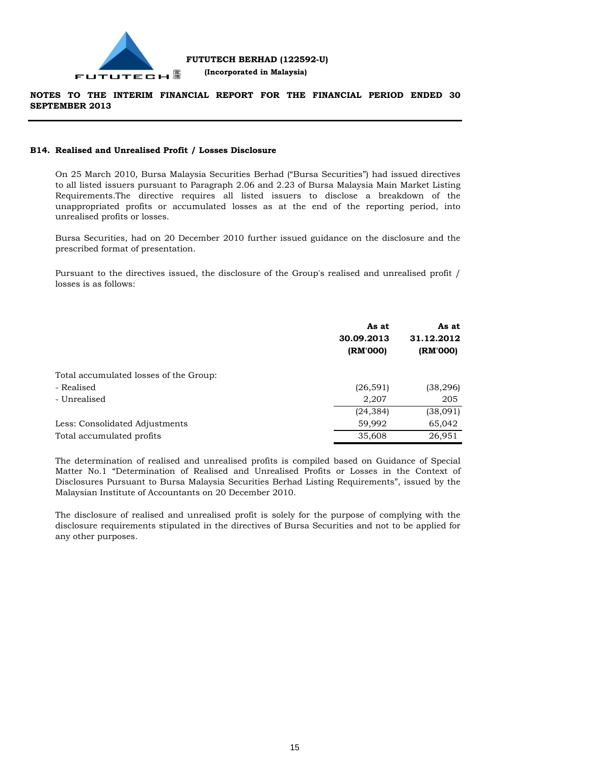**FUTUTECH BERHAD (122592-U)**

**(Incorporated in Malaysia)**

**NOTES TO THE INTERIM FINANCIAL REPORT FOR THE FINANCIAL PERIOD ENDED 30 SEPTEMBER 2013**

**B14. Realised and Unrealised Profit / Losses Disclosure**

On 25 March 2010, Bursa Malaysia Securities Berhad ("Bursa Securities") had issued directives to all listed issuers pursuant to Paragraph 2.06 and 2.23 of Bursa Malaysia Main Market Listing Requirements.The directive requires all listed issuers to disclose a breakdown of the unappropriated profits or accumulated losses as at the end of the reporting period, into unrealised profits or losses.

Bursa Securities, had on 20 December 2010 further issued guidance on the disclosure and the prescribed format of presentation.

Pursuant to the directives issued, the disclosure of the Group's realised and unrealised profit / losses is as follows:

| | As at 30.09.2013 (RM'000) | As at 31.12.2012 (RM'000) |
|---|---|---|
| Total accumulated losses of the Group: | | |
| - Realised | (26,591) | (38,296) |
| - Unrealised | 2,207 | 205 |
| | (24,384) | (38,091) |
| Less: Consolidated Adjustments | 59,992 | 65,042 |
| Total accumulated profits | 35,608 | 26,951 |

The determination of realised and unrealised profits is compiled based on Guidance of Special Matter No.1 "Determination of Realised and Unrealised Profits or Losses in the Context of Disclosures Pursuant to Bursa Malaysia Securities Berhad Listing Requirements", issued by the Malaysian Institute of Accountants on 20 December 2010.

The disclosure of realised and unrealised profit is solely for the purpose of complying with the disclosure requirements stipulated in the directives of Bursa Securities and not to be applied for any other purposes.